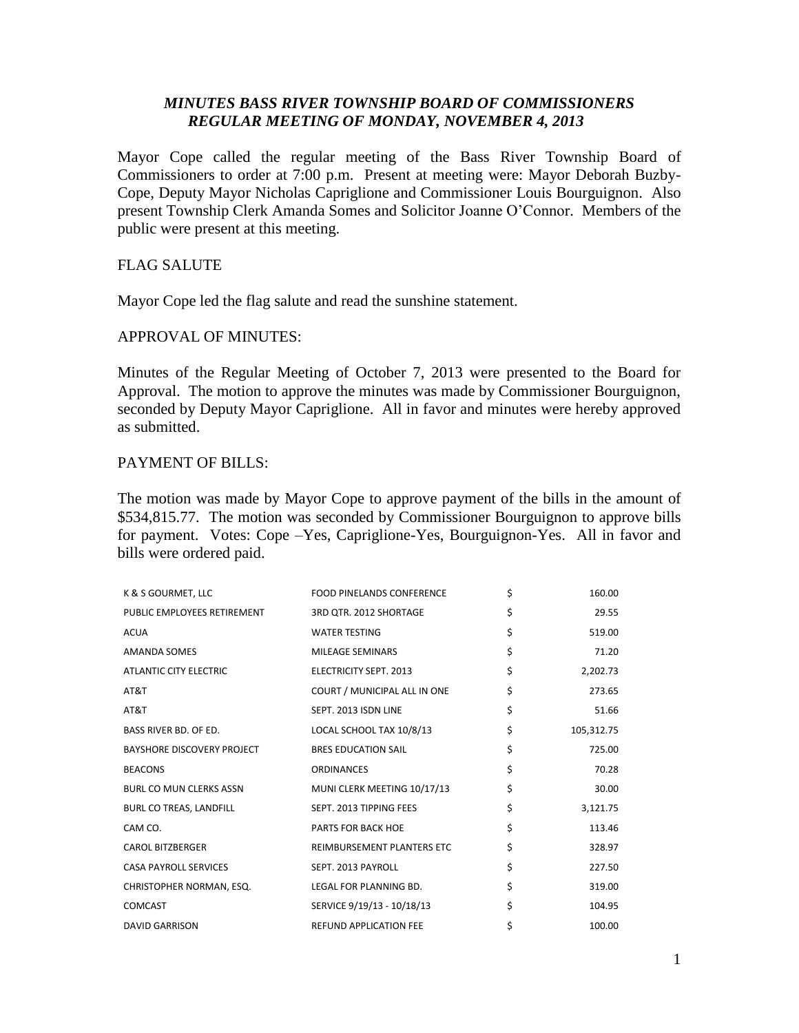## *MINUTES BASS RIVER TOWNSHIP BOARD OF COMMISSIONERS REGULAR MEETING OF MONDAY, NOVEMBER 4, 2013*

Mayor Cope called the regular meeting of the Bass River Township Board of Commissioners to order at 7:00 p.m. Present at meeting were: Mayor Deborah Buzby-Cope, Deputy Mayor Nicholas Capriglione and Commissioner Louis Bourguignon. Also present Township Clerk Amanda Somes and Solicitor Joanne O'Connor. Members of the public were present at this meeting.

FLAG SALUTE

Mayor Cope led the flag salute and read the sunshine statement.

APPROVAL OF MINUTES:

Minutes of the Regular Meeting of October 7, 2013 were presented to the Board for Approval. The motion to approve the minutes was made by Commissioner Bourguignon, seconded by Deputy Mayor Capriglione. All in favor and minutes were hereby approved as submitted.

PAYMENT OF BILLS:

The motion was made by Mayor Cope to approve payment of the bills in the amount of $534,815.77. The motion was seconded by Commissioner Bourguignon to approve bills for payment. Votes: Cope –Yes, Capriglione-Yes, Bourguignon-Yes. All in favor and bills were ordered paid.

| | | | |
|---|---|---|---|
| K & S GOURMET, LLC | FOOD PINELANDS CONFERENCE | $ | 160.00 |
| PUBLIC EMPLOYEES RETIREMENT | 3RD QTR. 2012 SHORTAGE | $ | 29.55 |
| ACUA | WATER TESTING | $ | 519.00 |
| AMANDA SOMES | MILEAGE SEMINARS | $ | 71.20 |
| ATLANTIC CITY ELECTRIC | ELECTRICITY SEPT. 2013 | $ | 2,202.73 |
| AT&T | COURT / MUNICIPAL ALL IN ONE | $ | 273.65 |
| AT&T | SEPT. 2013 ISDN LINE | $ | 51.66 |
| BASS RIVER BD. OF ED. | LOCAL SCHOOL TAX 10/8/13 | $ | 105,312.75 |
| BAYSHORE DISCOVERY PROJECT | BRES EDUCATION SAIL | $ | 725.00 |
| BEACONS | ORDINANCES | $ | 70.28 |
| BURL CO MUN CLERKS ASSN | MUNI CLERK MEETING 10/17/13 | $ | 30.00 |
| BURL CO TREAS, LANDFILL | SEPT. 2013 TIPPING FEES | $ | 3,121.75 |
| CAM CO. | PARTS FOR BACK HOE | $ | 113.46 |
| CAROL BITZBERGER | REIMBURSEMENT PLANTERS ETC | $ | 328.97 |
| CASA PAYROLL SERVICES | SEPT. 2013 PAYROLL | $ | 227.50 |
| CHRISTOPHER NORMAN, ESQ. | LEGAL FOR PLANNING BD. | $ | 319.00 |
| COMCAST | SERVICE 9/19/13 - 10/18/13 | $ | 104.95 |
| DAVID GARRISON | REFUND APPLICATION FEE | $ | 100.00 |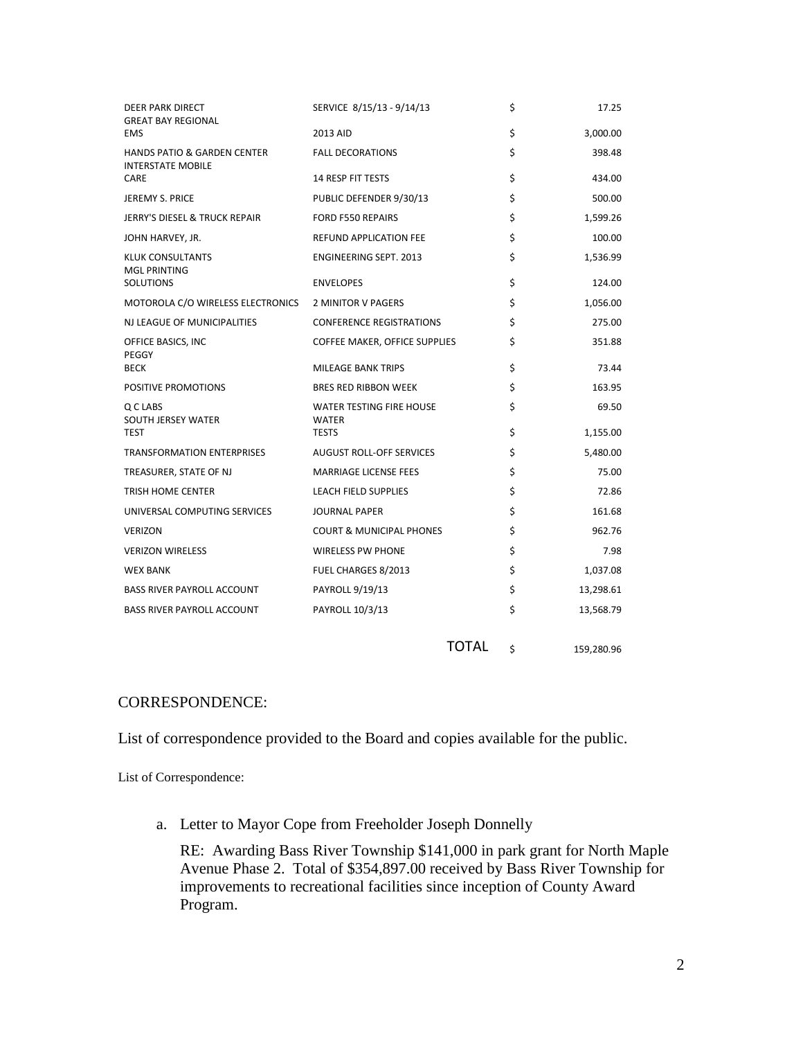| | | | |
|---|---|---|---|
| DEER PARK DIRECT | SERVICE 8/15/13 - 9/14/13 | $ | 17.25 |
| GREAT BAY REGIONAL EMS | 2013 AID | $ | 3,000.00 |
| HANDS PATIO & GARDEN CENTER | FALL DECORATIONS | $ | 398.48 |
| INTERSTATE MOBILE CARE | 14 RESP FIT TESTS | $ | 434.00 |
| JEREMY S. PRICE | PUBLIC DEFENDER 9/30/13 | $ | 500.00 |
| JERRY'S DIESEL & TRUCK REPAIR | FORD F550 REPAIRS | $ | 1,599.26 |
| JOHN HARVEY, JR. | REFUND APPLICATION FEE | $ | 100.00 |
| KLUK CONSULTANTS | ENGINEERING SEPT. 2013 | $ | 1,536.99 |
| MGL PRINTING SOLUTIONS | ENVELOPES | $ | 124.00 |
| MOTOROLA C/O WIRELESS ELECTRONICS | 2 MINITOR V PAGERS | $ | 1,056.00 |
| NJ LEAGUE OF MUNICIPALITIES | CONFERENCE REGISTRATIONS | $ | 275.00 |
| OFFICE BASICS, INC | COFFEE MAKER, OFFICE SUPPLIES | $ | 351.88 |
| PEGGY BECK | MILEAGE BANK TRIPS | $ | 73.44 |
| POSITIVE PROMOTIONS | BRES RED RIBBON WEEK | $ | 163.95 |
| Q C LABS | WATER TESTING FIRE HOUSE | $ | 69.50 |
| SOUTH JERSEY WATER TEST | WATER TESTS | $ | 1,155.00 |
| TRANSFORMATION ENTERPRISES | AUGUST ROLL-OFF SERVICES | $ | 5,480.00 |
| TREASURER, STATE OF NJ | MARRIAGE LICENSE FEES | $ | 75.00 |
| TRISH HOME CENTER | LEACH FIELD SUPPLIES | $ | 72.86 |
| UNIVERSAL COMPUTING SERVICES | JOURNAL PAPER | $ | 161.68 |
| VERIZON | COURT & MUNICIPAL PHONES | $ | 962.76 |
| VERIZON WIRELESS | WIRELESS PW PHONE | $ | 7.98 |
| WEX BANK | FUEL CHARGES 8/2013 | $ | 1,037.08 |
| BASS RIVER PAYROLL ACCOUNT | PAYROLL 9/19/13 | $ | 13,298.61 |
| BASS RIVER PAYROLL ACCOUNT | PAYROLL 10/3/13 | $ | 13,568.79 |
| | TOTAL | $ | 159,280.96 |

## CORRESPONDENCE:

List of correspondence provided to the Board and copies available for the public.

List of Correspondence:

a. Letter to Mayor Cope from Freeholder Joseph Donnelly

   RE: Awarding Bass River Township $141,000 in park grant for North Maple Avenue Phase 2. Total of $354,897.00 received by Bass River Township for improvements to recreational facilities since inception of County Award Program.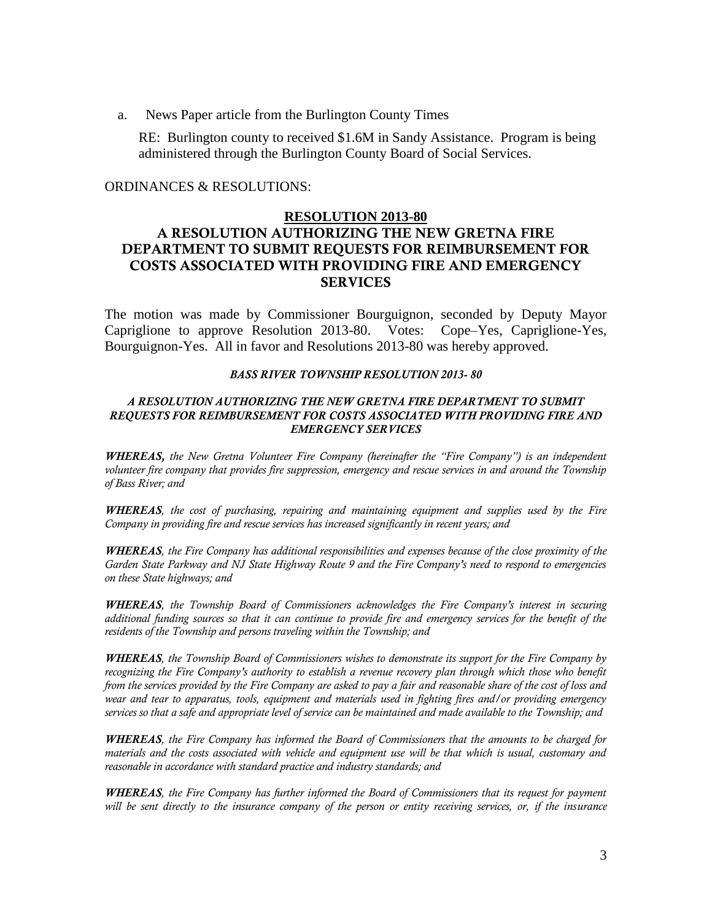a. News Paper article from the Burlington County Times

   RE: Burlington county to received $1.6M in Sandy Assistance. Program is being administered through the Burlington County Board of Social Services.

ORDINANCES & RESOLUTIONS:

## RESOLUTION 2013-80

## A RESOLUTION AUTHORIZING THE NEW GRETNA FIRE DEPARTMENT TO SUBMIT REQUESTS FOR REIMBURSEMENT FOR COSTS ASSOCIATED WITH PROVIDING FIRE AND EMERGENCY SERVICES

The motion was made by Commissioner Bourguignon, seconded by Deputy Mayor Capriglione to approve Resolution 2013-80. Votes: Cope–Yes, Capriglione-Yes, Bourguignon-Yes. All in favor and Resolutions 2013-80 was hereby approved.

***BASS RIVER TOWNSHIP RESOLUTION 2013- 80***

***A RESOLUTION AUTHORIZING THE NEW GRETNA FIRE DEPARTMENT TO SUBMIT REQUESTS FOR REIMBURSEMENT FOR COSTS ASSOCIATED WITH PROVIDING FIRE AND EMERGENCY SERVICES***

***WHEREAS,*** *the New Gretna Volunteer Fire Company (hereinafter the "Fire Company") is an independent volunteer fire company that provides fire suppression, emergency and rescue services in and around the Township of Bass River; and*

***WHEREAS****, the cost of purchasing, repairing and maintaining equipment and supplies used by the Fire Company in providing fire and rescue services has increased significantly in recent years; and*

***WHEREAS****, the Fire Company has additional responsibilities and expenses because of the close proximity of the Garden State Parkway and NJ State Highway Route 9 and the Fire Company's need to respond to emergencies on these State highways; and*

***WHEREAS****, the Township Board of Commissioners acknowledges the Fire Company's interest in securing additional funding sources so that it can continue to provide fire and emergency services for the benefit of the residents of the Township and persons traveling within the Township; and*

***WHEREAS****, the Township Board of Commissioners wishes to demonstrate its support for the Fire Company by recognizing the Fire Company's authority to establish a revenue recovery plan through which those who benefit from the services provided by the Fire Company are asked to pay a fair and reasonable share of the cost of loss and wear and tear to apparatus, tools, equipment and materials used in fighting fires and/or providing emergency services so that a safe and appropriate level of service can be maintained and made available to the Township; and*

***WHEREAS****, the Fire Company has informed the Board of Commissioners that the amounts to be charged for materials and the costs associated with vehicle and equipment use will be that which is usual, customary and reasonable in accordance with standard practice and industry standards; and*

***WHEREAS****, the Fire Company has further informed the Board of Commissioners that its request for payment will be sent directly to the insurance company of the person or entity receiving services, or, if the insurance*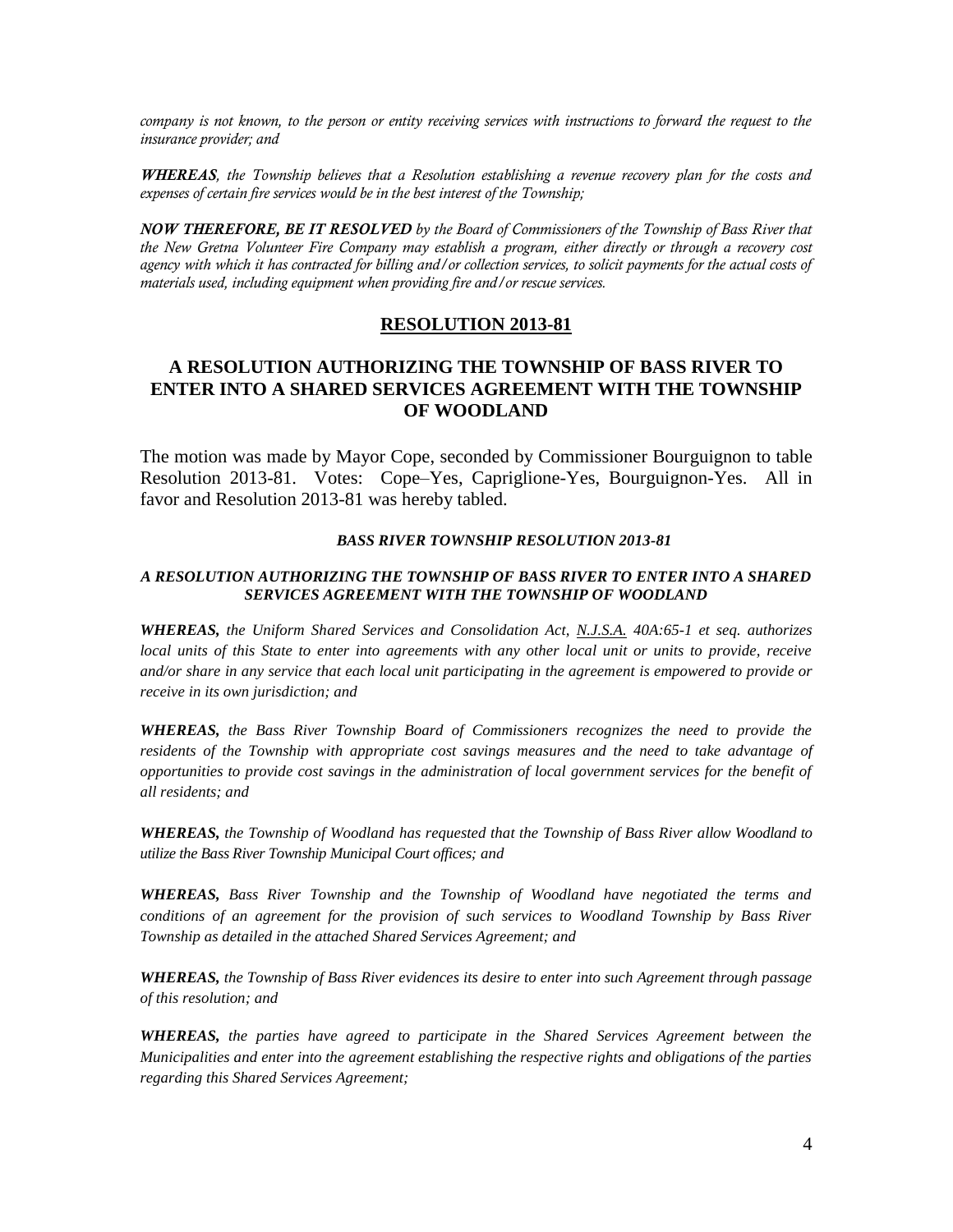*company is not known, to the person or entity receiving services with instructions to forward the request to the insurance provider; and*

***WHEREAS****, the Township believes that a Resolution establishing a revenue recovery plan for the costs and expenses of certain fire services would be in the best interest of the Township;*

***NOW THEREFORE, BE IT RESOLVED*** *by the Board of Commissioners of the Township of Bass River that the New Gretna Volunteer Fire Company may establish a program, either directly or through a recovery cost agency with which it has contracted for billing and/or collection services, to solicit payments for the actual costs of materials used, including equipment when providing fire and/or rescue services.*

## RESOLUTION 2013-81

## A RESOLUTION AUTHORIZING THE TOWNSHIP OF BASS RIVER TO ENTER INTO A SHARED SERVICES AGREEMENT WITH THE TOWNSHIP OF WOODLAND

The motion was made by Mayor Cope, seconded by Commissioner Bourguignon to table Resolution 2013-81. Votes: Cope–Yes, Capriglione-Yes, Bourguignon-Yes. All in favor and Resolution 2013-81 was hereby tabled.

***BASS RIVER TOWNSHIP RESOLUTION 2013-81***

***A RESOLUTION AUTHORIZING THE TOWNSHIP OF BASS RIVER TO ENTER INTO A SHARED SERVICES AGREEMENT WITH THE TOWNSHIP OF WOODLAND***

***WHEREAS,*** *the Uniform Shared Services and Consolidation Act, N.J.S.A. 40A:65-1 et seq. authorizes local units of this State to enter into agreements with any other local unit or units to provide, receive and/or share in any service that each local unit participating in the agreement is empowered to provide or receive in its own jurisdiction; and*

***WHEREAS,*** *the Bass River Township Board of Commissioners recognizes the need to provide the residents of the Township with appropriate cost savings measures and the need to take advantage of opportunities to provide cost savings in the administration of local government services for the benefit of all residents; and*

***WHEREAS,*** *the Township of Woodland has requested that the Township of Bass River allow Woodland to utilize the Bass River Township Municipal Court offices; and*

***WHEREAS,*** *Bass River Township and the Township of Woodland have negotiated the terms and conditions of an agreement for the provision of such services to Woodland Township by Bass River Township as detailed in the attached Shared Services Agreement; and*

***WHEREAS,*** *the Township of Bass River evidences its desire to enter into such Agreement through passage of this resolution; and*

***WHEREAS,*** *the parties have agreed to participate in the Shared Services Agreement between the Municipalities and enter into the agreement establishing the respective rights and obligations of the parties regarding this Shared Services Agreement;*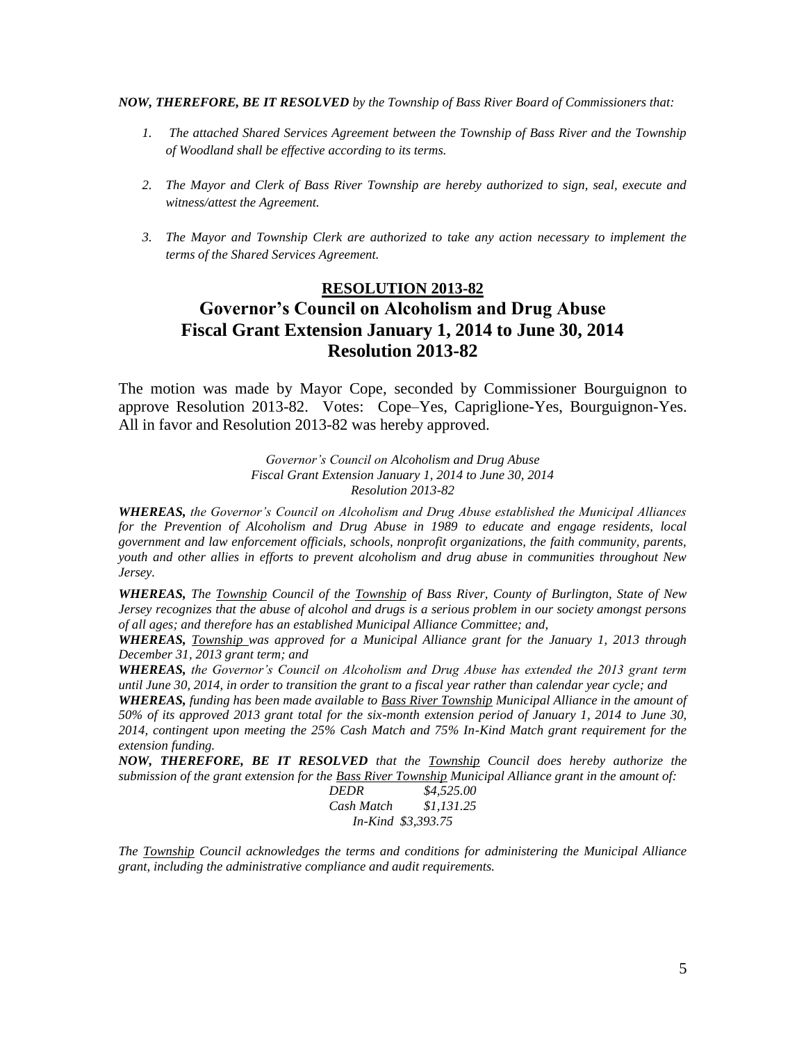***NOW, THEREFORE, BE IT RESOLVED*** *by the Township of Bass River Board of Commissioners that:*

1. *The attached Shared Services Agreement between the Township of Bass River and the Township of Woodland shall be effective according to its terms.*

2. *The Mayor and Clerk of Bass River Township are hereby authorized to sign, seal, execute and witness/attest the Agreement.*

3. *The Mayor and Township Clerk are authorized to take any action necessary to implement the terms of the Shared Services Agreement.*

## RESOLUTION 2013-82

## Governor's Council on Alcoholism and Drug Abuse Fiscal Grant Extension January 1, 2014 to June 30, 2014 Resolution 2013-82

The motion was made by Mayor Cope, seconded by Commissioner Bourguignon to approve Resolution 2013-82. Votes: Cope–Yes, Capriglione-Yes, Bourguignon-Yes. All in favor and Resolution 2013-82 was hereby approved.

*Governor's Council on Alcoholism and Drug Abuse*
*Fiscal Grant Extension January 1, 2014 to June 30, 2014*
*Resolution 2013-82*

***WHEREAS,*** *the Governor's Council on Alcoholism and Drug Abuse established the Municipal Alliances for the Prevention of Alcoholism and Drug Abuse in 1989 to educate and engage residents, local government and law enforcement officials, schools, nonprofit organizations, the faith community, parents, youth and other allies in efforts to prevent alcoholism and drug abuse in communities throughout New Jersey.*

***WHEREAS,*** *The Township Council of the Township of Bass River, County of Burlington, State of New Jersey recognizes that the abuse of alcohol and drugs is a serious problem in our society amongst persons of all ages; and therefore has an established Municipal Alliance Committee; and,*

***WHEREAS,*** *Township was approved for a Municipal Alliance grant for the January 1, 2013 through December 31, 2013 grant term; and*

***WHEREAS,*** *the Governor's Council on Alcoholism and Drug Abuse has extended the 2013 grant term until June 30, 2014, in order to transition the grant to a fiscal year rather than calendar year cycle; and*

***WHEREAS,*** *funding has been made available to Bass River Township Municipal Alliance in the amount of 50% of its approved 2013 grant total for the six-month extension period of January 1, 2014 to June 30, 2014, contingent upon meeting the 25% Cash Match and 75% In-Kind Match grant requirement for the extension funding.*

***NOW, THEREFORE, BE IT RESOLVED*** *that the Township Council does hereby authorize the submission of the grant extension for the Bass River Township Municipal Alliance grant in the amount of:*

| | |
|---|---|
| *DEDR* | *$4,525.00* |
| *Cash Match* | *$1,131.25* |
| *In-Kind* | *$3,393.75* |

*The Township Council acknowledges the terms and conditions for administering the Municipal Alliance grant, including the administrative compliance and audit requirements.*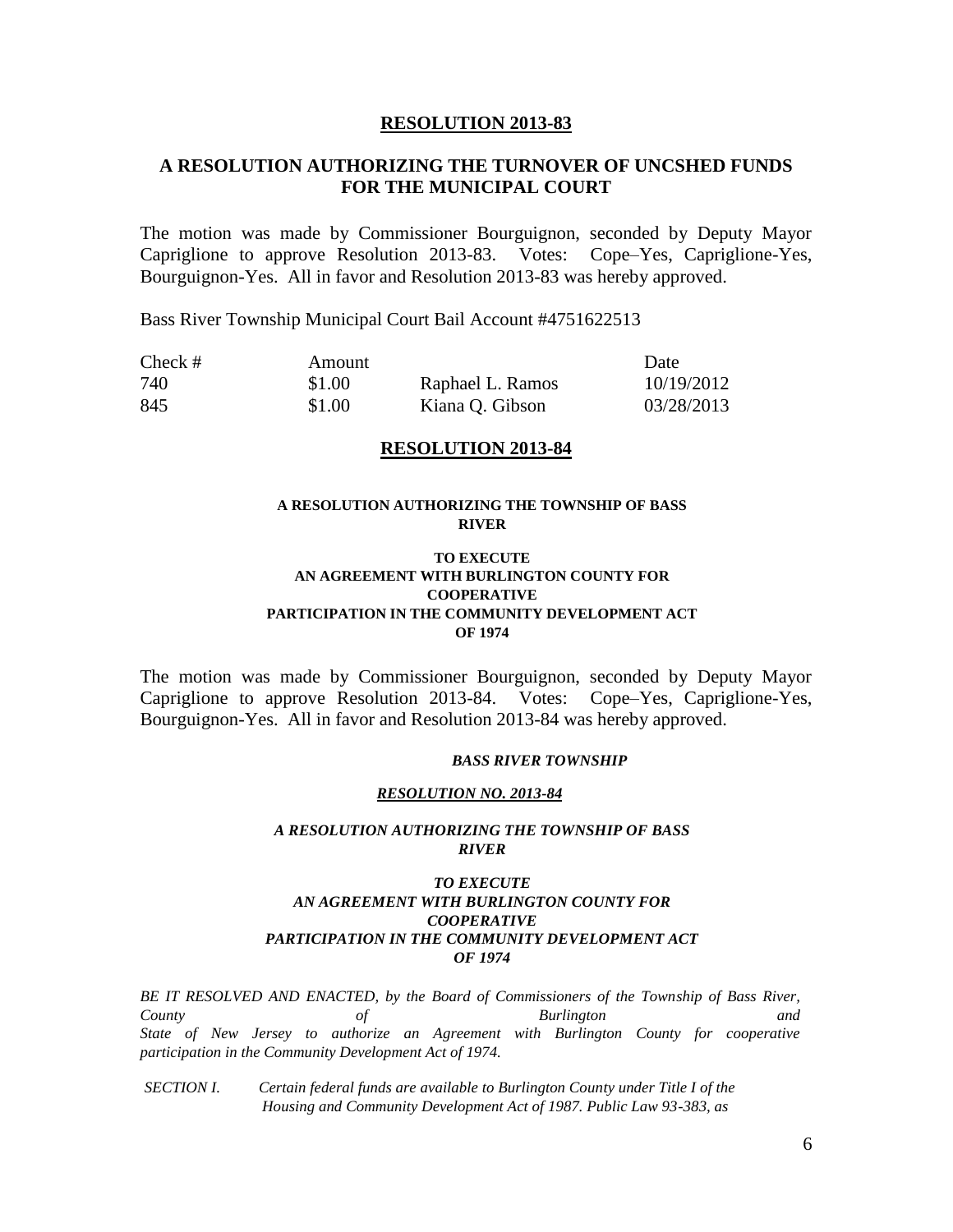## **RESOLUTION 2013-83**

### **A RESOLUTION AUTHORIZING THE TURNOVER OF UNCSHED FUNDS FOR THE MUNICIPAL COURT**

The motion was made by Commissioner Bourguignon, seconded by Deputy Mayor Capriglione to approve Resolution 2013-83. Votes: Cope–Yes, Capriglione-Yes, Bourguignon-Yes. All in favor and Resolution 2013-83 was hereby approved.

Bass River Township Municipal Court Bail Account #4751622513

| Check # | Amount | | Date |
|---|---|---|---|
| 740 | $1.00 | Raphael L. Ramos | 10/19/2012 |
| 845 | $1.00 | Kiana Q. Gibson | 03/28/2013 |

## **RESOLUTION 2013-84**

**A RESOLUTION AUTHORIZING THE TOWNSHIP OF BASS RIVER**

**TO EXECUTE AN AGREEMENT WITH BURLINGTON COUNTY FOR COOPERATIVE PARTICIPATION IN THE COMMUNITY DEVELOPMENT ACT OF 1974**

The motion was made by Commissioner Bourguignon, seconded by Deputy Mayor Capriglione to approve Resolution 2013-84. Votes: Cope–Yes, Capriglione-Yes, Bourguignon-Yes. All in favor and Resolution 2013-84 was hereby approved.

***BASS RIVER TOWNSHIP***

***RESOLUTION NO. 2013-84***

***A RESOLUTION AUTHORIZING THE TOWNSHIP OF BASS RIVER***

***TO EXECUTE AN AGREEMENT WITH BURLINGTON COUNTY FOR COOPERATIVE PARTICIPATION IN THE COMMUNITY DEVELOPMENT ACT OF 1974***

*BE IT RESOLVED AND ENACTED, by the Board of Commissioners of the Township of Bass River, County of Burlington and State of New Jersey to authorize an Agreement with Burlington County for cooperative participation in the Community Development Act of 1974.*

*SECTION I. Certain federal funds are available to Burlington County under Title I of the Housing and Community Development Act of 1987. Public Law 93-383, as*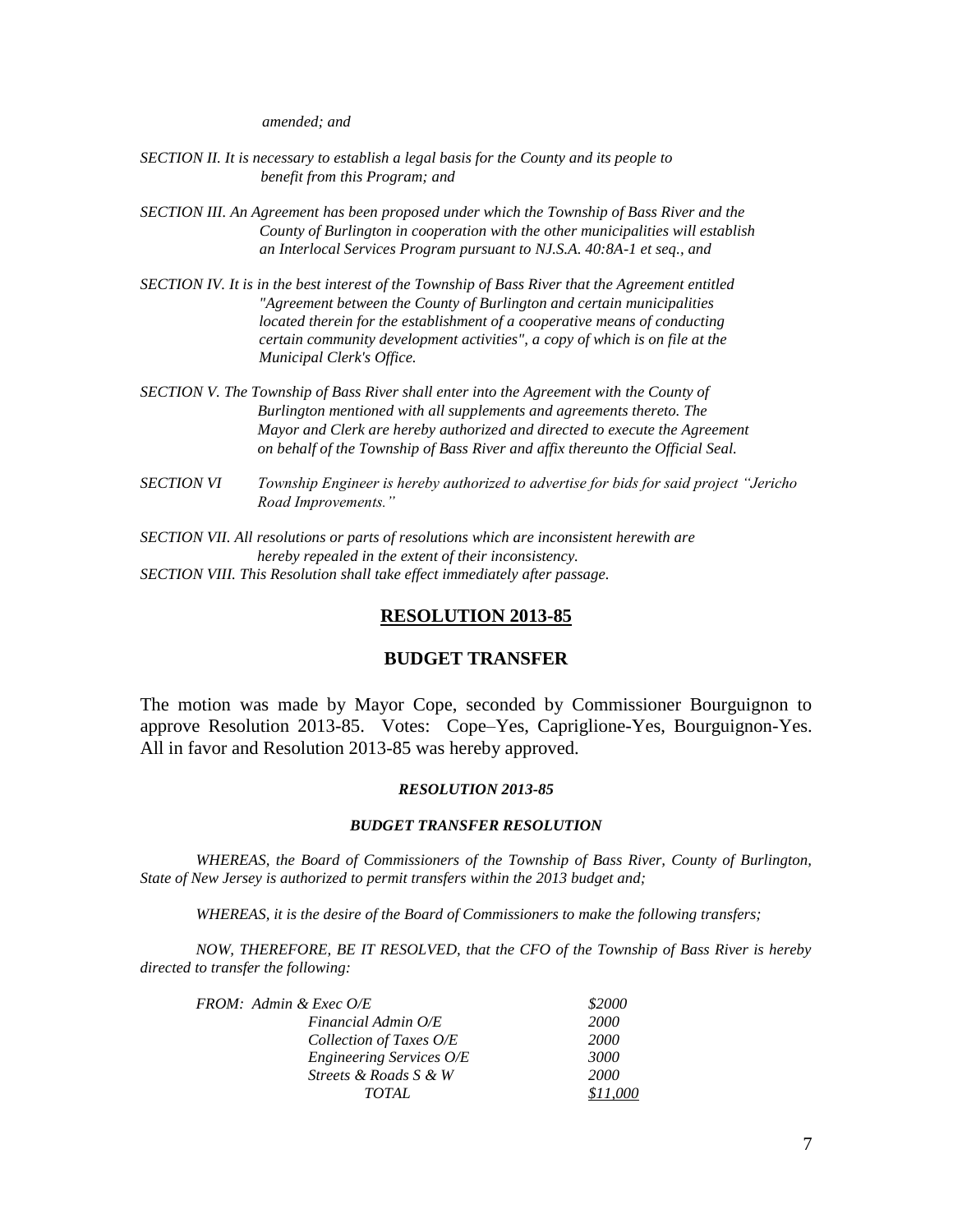*amended; and*

*SECTION II. It is necessary to establish a legal basis for the County and its people to benefit from this Program; and*

*SECTION III. An Agreement has been proposed under which the Township of Bass River and the County of Burlington in cooperation with the other municipalities will establish an Interlocal Services Program pursuant to NJ.S.A. 40:8A-1 et seq., and*

*SECTION IV. It is in the best interest of the Township of Bass River that the Agreement entitled "Agreement between the County of Burlington and certain municipalities located therein for the establishment of a cooperative means of conducting certain community development activities", a copy of which is on file at the Municipal Clerk's Office.*

*SECTION V. The Township of Bass River shall enter into the Agreement with the County of Burlington mentioned with all supplements and agreements thereto. The Mayor and Clerk are hereby authorized and directed to execute the Agreement on behalf of the Township of Bass River and affix thereunto the Official Seal.*

*SECTION VI Township Engineer is hereby authorized to advertise for bids for said project "Jericho Road Improvements."*

*SECTION VII. All resolutions or parts of resolutions which are inconsistent herewith are hereby repealed in the extent of their inconsistency.*
*SECTION VIII. This Resolution shall take effect immediately after passage.*

## RESOLUTION 2013-85

## BUDGET TRANSFER

The motion was made by Mayor Cope, seconded by Commissioner Bourguignon to approve Resolution 2013-85. Votes: Cope–Yes, Capriglione-Yes, Bourguignon-Yes. All in favor and Resolution 2013-85 was hereby approved.

***RESOLUTION 2013-85***

***BUDGET TRANSFER RESOLUTION***

*WHEREAS, the Board of Commissioners of the Township of Bass River, County of Burlington, State of New Jersey is authorized to permit transfers within the 2013 budget and;*

*WHEREAS, it is the desire of the Board of Commissioners to make the following transfers;*

*NOW, THEREFORE, BE IT RESOLVED, that the CFO of the Township of Bass River is hereby directed to transfer the following:*

| | |
|---|---|
| *FROM: Admin & Exec O/E* | *$2000* |
| *Financial Admin O/E* | *2000* |
| *Collection of Taxes O/E* | *2000* |
| *Engineering Services O/E* | *3000* |
| *Streets & Roads S & W* | *2000* |
| *TOTAL* | *$11,000* |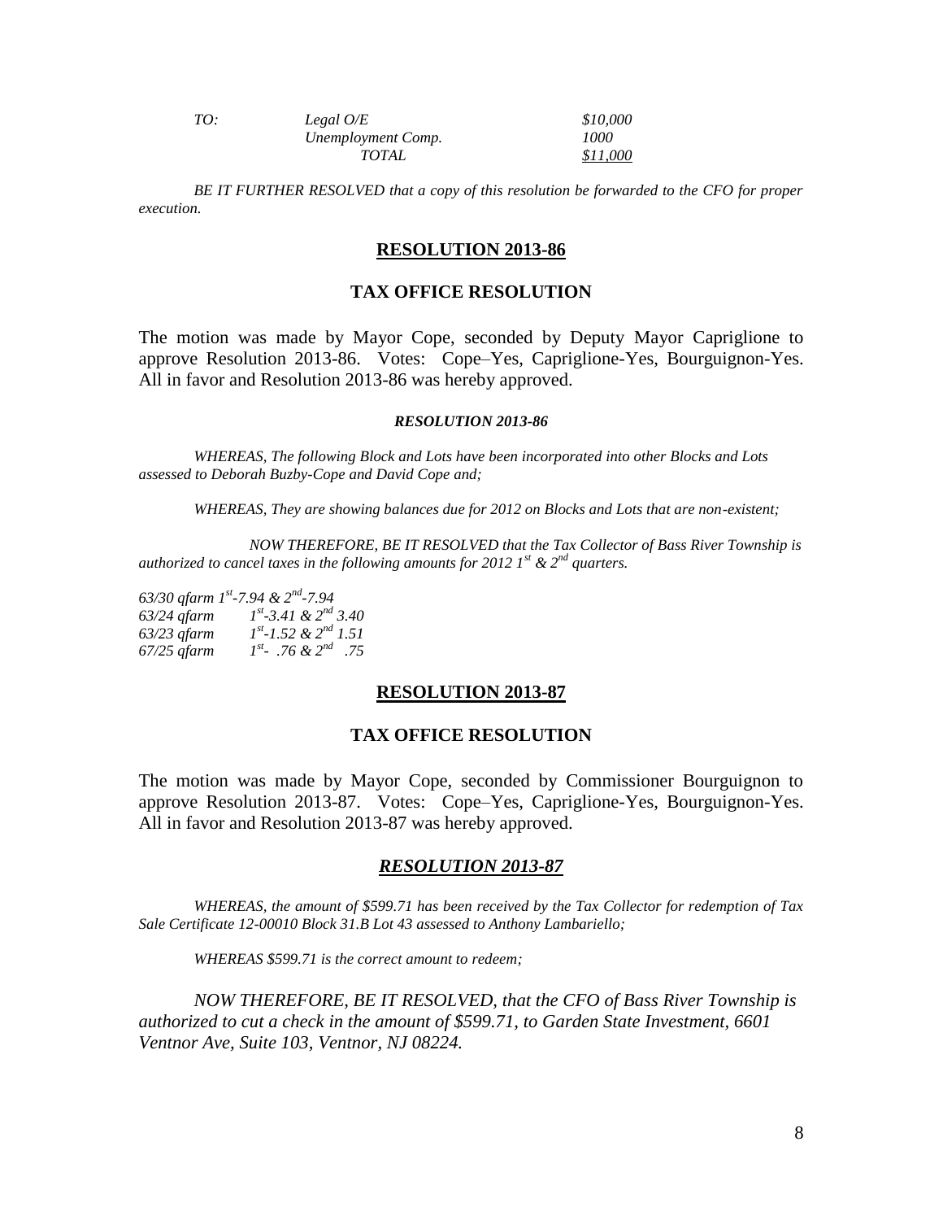| TO: | Legal O/E | $10,000 |
|---|---|---|
| | Unemployment Comp. | 1000 |
| | TOTAL | $11,000 |

*BE IT FURTHER RESOLVED that a copy of this resolution be forwarded to the CFO for proper execution.*

## RESOLUTION 2013-86

### TAX OFFICE RESOLUTION

The motion was made by Mayor Cope, seconded by Deputy Mayor Capriglione to approve Resolution 2013-86. Votes: Cope–Yes, Capriglione-Yes, Bourguignon-Yes. All in favor and Resolution 2013-86 was hereby approved.

***RESOLUTION 2013-86***

*WHEREAS, The following Block and Lots have been incorporated into other Blocks and Lots assessed to Deborah Buzby-Cope and David Cope and;*

*WHEREAS, They are showing balances due for 2012 on Blocks and Lots that are non-existent;*

*NOW THEREFORE, BE IT RESOLVED that the Tax Collector of Bass River Township is authorized to cancel taxes in the following amounts for 2012 1st & 2nd quarters.*

*63/30 qfarm 1st-7.94 & 2nd-7.94*
*63/24 qfarm 1st-3.41 & 2nd 3.40*
*63/23 qfarm 1st-1.52 & 2nd 1.51*
*67/25 qfarm 1st- .76 & 2nd .75*

## RESOLUTION 2013-87

### TAX OFFICE RESOLUTION

The motion was made by Mayor Cope, seconded by Commissioner Bourguignon to approve Resolution 2013-87. Votes: Cope–Yes, Capriglione-Yes, Bourguignon-Yes. All in favor and Resolution 2013-87 was hereby approved.

***RESOLUTION 2013-87***

*WHEREAS, the amount of $599.71 has been received by the Tax Collector for redemption of Tax Sale Certificate 12-00010 Block 31.B Lot 43 assessed to Anthony Lambariello;*

*WHEREAS $599.71 is the correct amount to redeem;*

*NOW THEREFORE, BE IT RESOLVED, that the CFO of Bass River Township is authorized to cut a check in the amount of $599.71, to Garden State Investment, 6601 Ventnor Ave, Suite 103, Ventnor, NJ 08224.*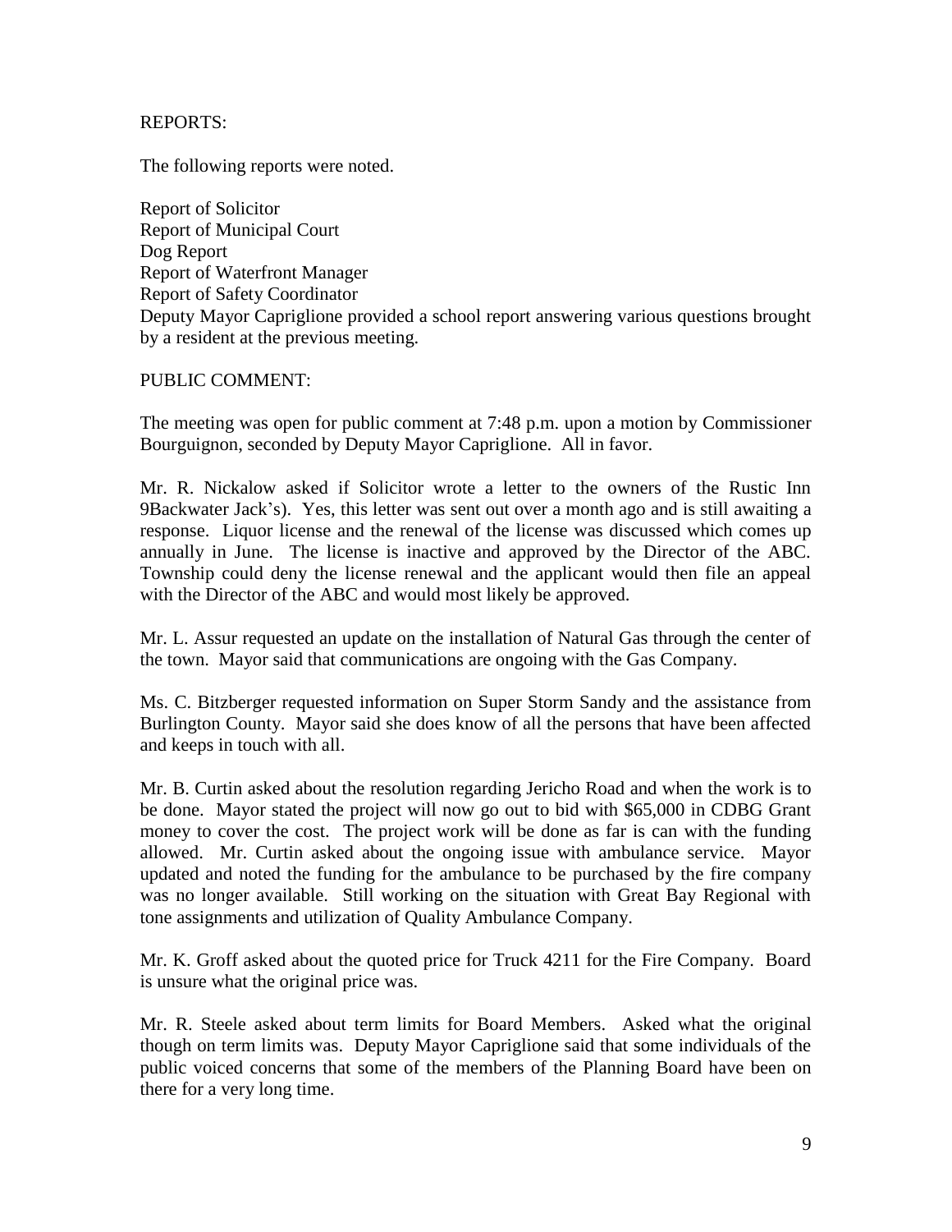REPORTS:

The following reports were noted.

Report of Solicitor
Report of Municipal Court
Dog Report
Report of Waterfront Manager
Report of Safety Coordinator
Deputy Mayor Capriglione provided a school report answering various questions brought by a resident at the previous meeting.

PUBLIC COMMENT:

The meeting was open for public comment at 7:48 p.m. upon a motion by Commissioner Bourguignon, seconded by Deputy Mayor Capriglione. All in favor.

Mr. R. Nickalow asked if Solicitor wrote a letter to the owners of the Rustic Inn 9Backwater Jack's). Yes, this letter was sent out over a month ago and is still awaiting a response. Liquor license and the renewal of the license was discussed which comes up annually in June. The license is inactive and approved by the Director of the ABC. Township could deny the license renewal and the applicant would then file an appeal with the Director of the ABC and would most likely be approved.

Mr. L. Assur requested an update on the installation of Natural Gas through the center of the town. Mayor said that communications are ongoing with the Gas Company.

Ms. C. Bitzberger requested information on Super Storm Sandy and the assistance from Burlington County. Mayor said she does know of all the persons that have been affected and keeps in touch with all.

Mr. B. Curtin asked about the resolution regarding Jericho Road and when the work is to be done. Mayor stated the project will now go out to bid with $65,000 in CDBG Grant money to cover the cost. The project work will be done as far is can with the funding allowed. Mr. Curtin asked about the ongoing issue with ambulance service. Mayor updated and noted the funding for the ambulance to be purchased by the fire company was no longer available. Still working on the situation with Great Bay Regional with tone assignments and utilization of Quality Ambulance Company.

Mr. K. Groff asked about the quoted price for Truck 4211 for the Fire Company. Board is unsure what the original price was.

Mr. R. Steele asked about term limits for Board Members. Asked what the original though on term limits was. Deputy Mayor Capriglione said that some individuals of the public voiced concerns that some of the members of the Planning Board have been on there for a very long time.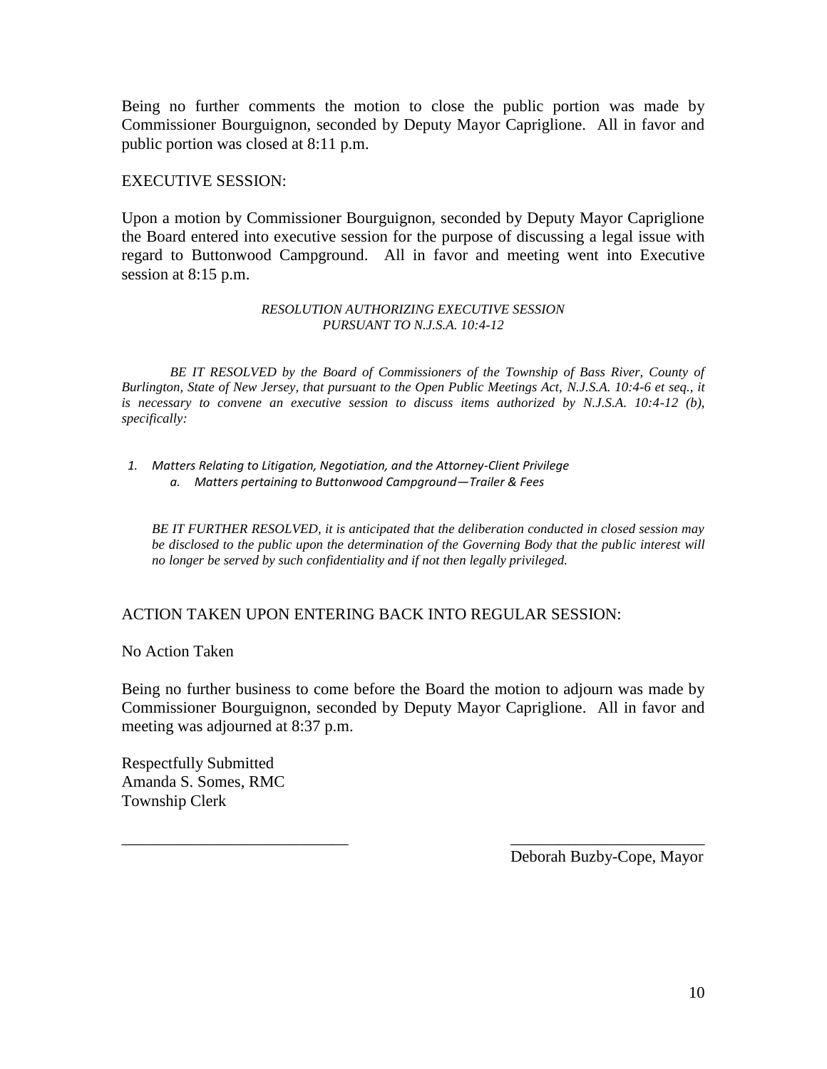Being no further comments the motion to close the public portion was made by Commissioner Bourguignon, seconded by Deputy Mayor Capriglione. All in favor and public portion was closed at 8:11 p.m.

EXECUTIVE SESSION:

Upon a motion by Commissioner Bourguignon, seconded by Deputy Mayor Capriglione the Board entered into executive session for the purpose of discussing a legal issue with regard to Buttonwood Campground. All in favor and meeting went into Executive session at 8:15 p.m.

*RESOLUTION AUTHORIZING EXECUTIVE SESSION*
*PURSUANT TO N.J.S.A. 10:4-12*

*BE IT RESOLVED by the Board of Commissioners of the Township of Bass River, County of Burlington, State of New Jersey, that pursuant to the Open Public Meetings Act, N.J.S.A. 10:4-6 et seq., it is necessary to convene an executive session to discuss items authorized by N.J.S.A. 10:4-12 (b), specifically:*

1. *Matters Relating to Litigation, Negotiation, and the Attorney-Client Privilege*
   a. *Matters pertaining to Buttonwood Campground—Trailer & Fees*

*BE IT FURTHER RESOLVED, it is anticipated that the deliberation conducted in closed session may be disclosed to the public upon the determination of the Governing Body that the public interest will no longer be served by such confidentiality and if not then legally privileged.*

ACTION TAKEN UPON ENTERING BACK INTO REGULAR SESSION:

No Action Taken

Being no further business to come before the Board the motion to adjourn was made by Commissioner Bourguignon, seconded by Deputy Mayor Capriglione. All in favor and meeting was adjourned at 8:37 p.m.

Respectfully Submitted
Amanda S. Somes, RMC
Township Clerk

\_\_\_\_\_\_\_\_\_\_\_\_\_\_\_\_\_\_\_\_\_\_\_\_\_\_\_\_ \_\_\_\_\_\_\_\_\_\_\_\_\_\_\_\_\_\_\_\_\_\_\_\_\_\_

Deborah Buzby-Cope, Mayor